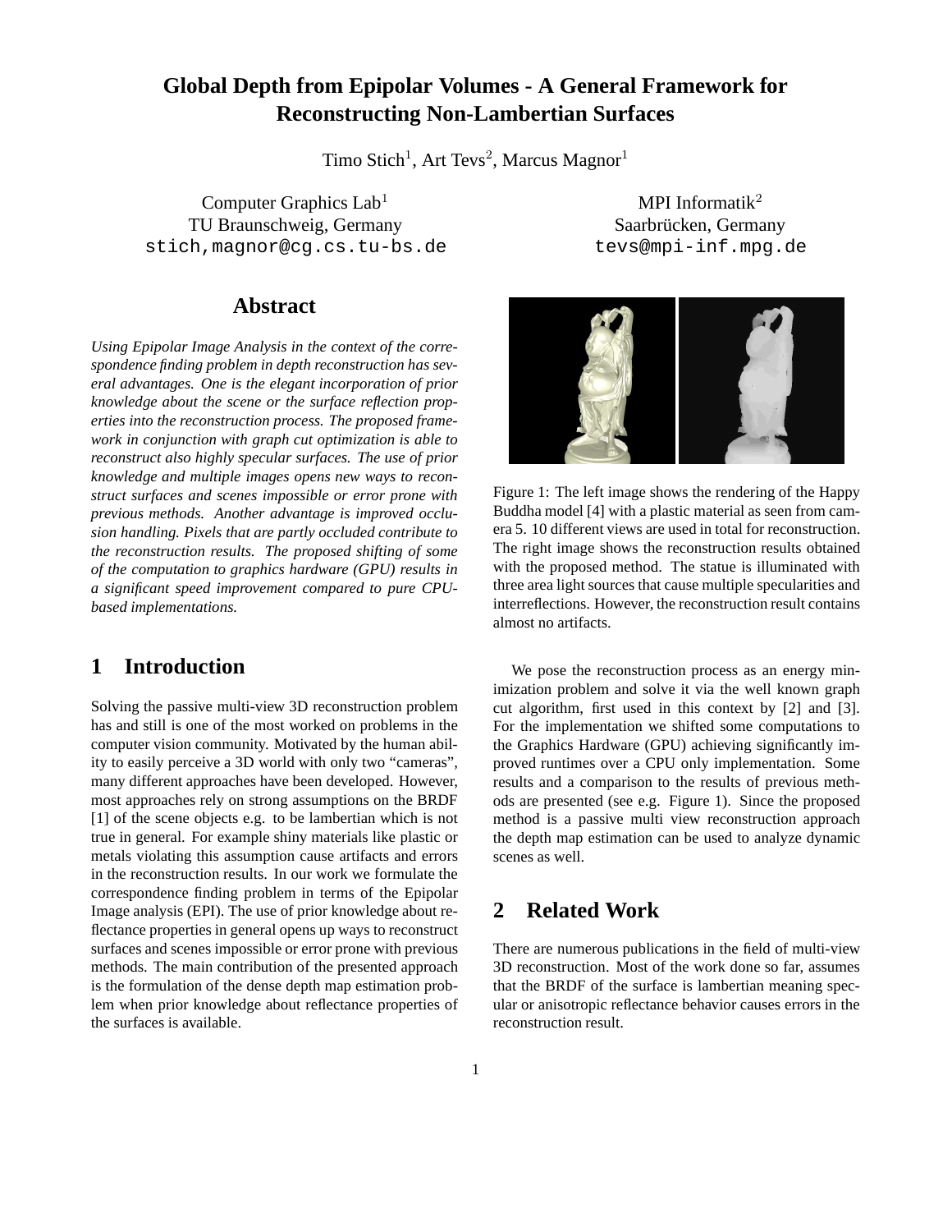# Global Depth from Epipolar Volumes - A General Framework for Reconstructing Non-Lambertian Surfaces

Timo Stich[1], Art Tevs[2], Marcus Magnor[1]

Computer Graphics Lab[1]
TU Braunschweig, Germany
stich,magnor@cg.cs.tu-bs.de

MPI Informatik[2]
Saarbrücken, Germany
tevs@mpi-inf.mpg.de

## Abstract

*Using Epipolar Image Analysis in the context of the correspondence finding problem in depth reconstruction has several advantages. One is the elegant incorporation of prior knowledge about the scene or the surface reflection properties into the reconstruction process. The proposed framework in conjunction with graph cut optimization is able to reconstruct also highly specular surfaces. The use of prior knowledge and multiple images opens new ways to reconstruct surfaces and scenes impossible or error prone with previous methods. Another advantage is improved occlusion handling. Pixels that are partly occluded contribute to the reconstruction results. The proposed shifting of some of the computation to graphics hardware (GPU) results in a significant speed improvement compared to pure CPU-based implementations.*

## 1 Introduction

Solving the passive multi-view 3D reconstruction problem has and still is one of the most worked on problems in the computer vision community. Motivated by the human ability to easily perceive a 3D world with only two "cameras", many different approaches have been developed. However, most approaches rely on strong assumptions on the BRDF [1] of the scene objects e.g. to be lambertian which is not true in general. For example shiny materials like plastic or metals violating this assumption cause artifacts and errors in the reconstruction results. In our work we formulate the correspondence finding problem in terms of the Epipolar Image analysis (EPI). The use of prior knowledge about reflectance properties in general opens up ways to reconstruct surfaces and scenes impossible or error prone with previous methods. The main contribution of the presented approach is the formulation of the dense depth map estimation problem when prior knowledge about reflectance properties of the surfaces is available.

Figure 1: The left image shows the rendering of the Happy Buddha model [4] with a plastic material as seen from camera 5. 10 different views are used in total for reconstruction. The right image shows the reconstruction results obtained with the proposed method. The statue is illuminated with three area light sources that cause multiple specularities and interreflections. However, the reconstruction result contains almost no artifacts.

We pose the reconstruction process as an energy minimization problem and solve it via the well known graph cut algorithm, first used in this context by [2] and [3]. For the implementation we shifted some computations to the Graphics Hardware (GPU) achieving significantly improved runtimes over a CPU only implementation. Some results and a comparison to the results of previous methods are presented (see e.g. Figure 1). Since the proposed method is a passive multi view reconstruction approach the depth map estimation can be used to analyze dynamic scenes as well.

## 2 Related Work

There are numerous publications in the field of multi-view 3D reconstruction. Most of the work done so far, assumes that the BRDF of the surface is lambertian meaning specular or anisotropic reflectance behavior causes errors in the reconstruction result.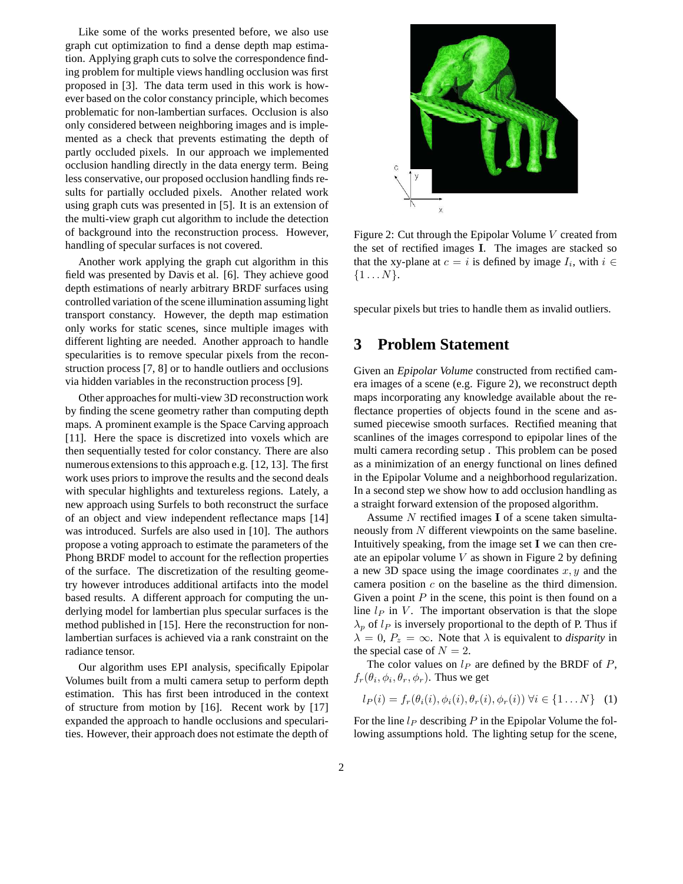Like some of the works presented before, we also use graph cut optimization to find a dense depth map estimation. Applying graph cuts to solve the correspondence finding problem for multiple views handling occlusion was first proposed in [3]. The data term used in this work is however based on the color constancy principle, which becomes problematic for non-lambertian surfaces. Occlusion is also only considered between neighboring images and is implemented as a check that prevents estimating the depth of partly occluded pixels. In our approach we implemented occlusion handling directly in the data energy term. Being less conservative, our proposed occlusion handling finds results for partially occluded pixels. Another related work using graph cuts was presented in [5]. It is an extension of the multi-view graph cut algorithm to include the detection of background into the reconstruction process. However, handling of specular surfaces is not covered.

Another work applying the graph cut algorithm in this field was presented by Davis et al. [6]. They achieve good depth estimations of nearly arbitrary BRDF surfaces using controlled variation of the scene illumination assuming light transport constancy. However, the depth map estimation only works for static scenes, since multiple images with different lighting are needed. Another approach to handle specularities is to remove specular pixels from the reconstruction process [7, 8] or to handle outliers and occlusions via hidden variables in the reconstruction process [9].

Other approaches for multi-view 3D reconstruction work by finding the scene geometry rather than computing depth maps. A prominent example is the Space Carving approach [11]. Here the space is discretized into voxels which are then sequentially tested for color constancy. There are also numerous extensions to this approach e.g. [12, 13]. The first work uses priors to improve the results and the second deals with specular highlights and textureless regions. Lately, a new approach using Surfels to both reconstruct the surface of an object and view independent reflectance maps [14] was introduced. Surfels are also used in [10]. The authors propose a voting approach to estimate the parameters of the Phong BRDF model to account for the reflection properties of the surface. The discretization of the resulting geometry however introduces additional artifacts into the model based results. A different approach for computing the underlying model for lambertian plus specular surfaces is the method published in [15]. Here the reconstruction for non-lambertian surfaces is achieved via a rank constraint on the radiance tensor.

Our algorithm uses EPI analysis, specifically Epipolar Volumes built from a multi camera setup to perform depth estimation. This has first been introduced in the context of structure from motion by [16]. Recent work by [17] expanded the approach to handle occlusions and specularities. However, their approach does not estimate the depth of specular pixels but tries to handle them as invalid outliers.

Figure 2: Cut through the Epipolar Volume $V$ created from the set of rectified images $\mathbf{I}$. The images are stacked so that the xy-plane at $c = i$ is defined by image $I_i$, with $i \in \{1 \dots N\}$.

## 3 Problem Statement

Given an *Epipolar Volume* constructed from rectified camera images of a scene (e.g. Figure 2), we reconstruct depth maps incorporating any knowledge available about the reflectance properties of objects found in the scene and assumed piecewise smooth surfaces. Rectified meaning that scanlines of the images correspond to epipolar lines of the multi camera recording setup . This problem can be posed as a minimization of an energy functional on lines defined in the Epipolar Volume and a neighborhood regularization. In a second step we show how to add occlusion handling as a straight forward extension of the proposed algorithm.

Assume $N$ rectified images $\mathbf{I}$ of a scene taken simultaneously from $N$ different viewpoints on the same baseline. Intuitively speaking, from the image set $\mathbf{I}$ we can then create an epipolar volume $V$ as shown in Figure 2 by defining a new 3D space using the image coordinates $x, y$ and the camera position $c$ on the baseline as the third dimension. Given a point $P$ in the scene, this point is then found on a line $l_P$ in $V$. The important observation is that the slope $\lambda_p$ of $l_P$ is inversely proportional to the depth of P. Thus if $\lambda = 0$, $P_z = \infty$. Note that $\lambda$ is equivalent to *disparity* in the special case of $N = 2$.

The color values on $l_P$ are defined by the BRDF of $P$, $f_r(\theta_i, \phi_i, \theta_r, \phi_r)$. Thus we get

$$l_P(i) = f_r(\theta_i(i), \phi_i(i), \theta_r(i), \phi_r(i)) \; \forall i \in \{1 \dots N\} \quad (1)$$

For the line $l_P$ describing $P$ in the Epipolar Volume the following assumptions hold. The lighting setup for the scene,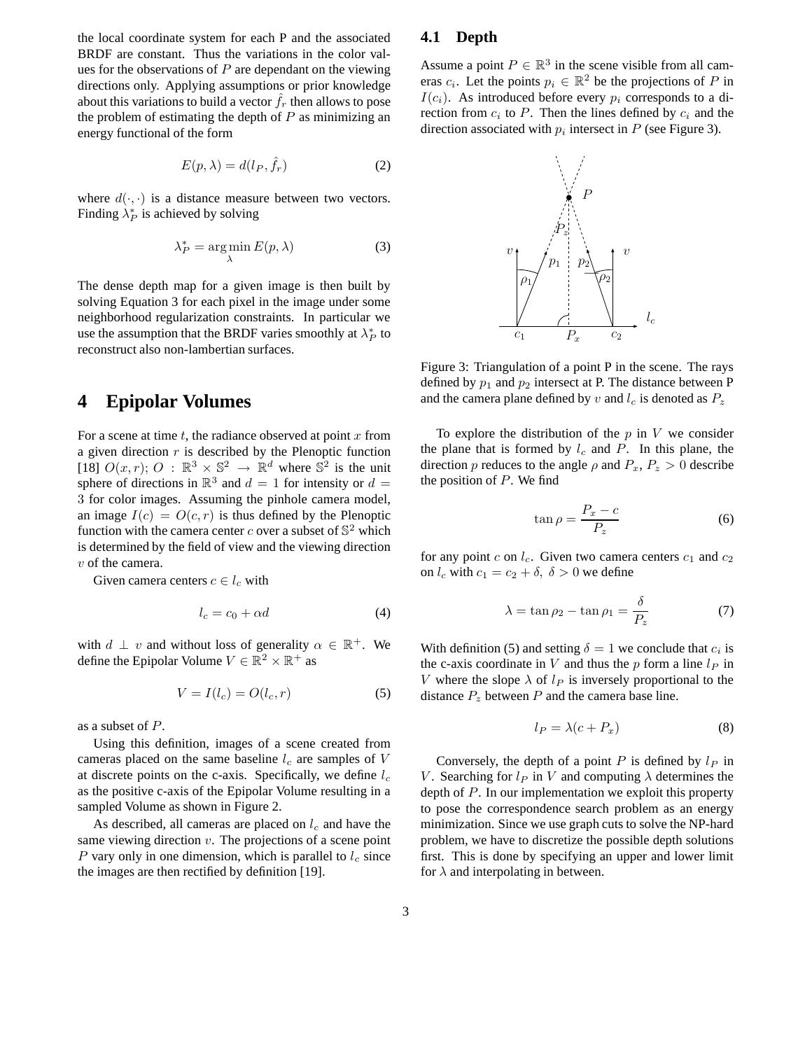the local coordinate system for each P and the associated BRDF are constant. Thus the variations in the color values for the observations of $P$ are dependant on the viewing directions only. Applying assumptions or prior knowledge about this variations to build a vector $\hat{f}_r$ then allows to pose the problem of estimating the depth of $P$ as minimizing an energy functional of the form

$$E(p, \lambda) = d(l_P, \hat{f}_r) \tag{2}$$

where $d(\cdot, \cdot)$ is a distance measure between two vectors. Finding $\lambda_P^*$ is achieved by solving

$$\lambda_P^* = \arg\min_{\lambda} E(p, \lambda) \tag{3}$$

The dense depth map for a given image is then built by solving Equation 3 for each pixel in the image under some neighborhood regularization constraints. In particular we use the assumption that the BRDF varies smoothly at $\lambda_P^*$ to reconstruct also non-lambertian surfaces.

# 4 Epipolar Volumes

For a scene at time $t$, the radiance observed at point $x$ from a given direction $r$ is described by the Plenoptic function [18] $O(x, r)$; $O : \mathbb{R}^3 \times \mathbb{S}^2 \rightarrow \mathbb{R}^d$ where $\mathbb{S}^2$ is the unit sphere of directions in $\mathbb{R}^3$ and $d = 1$ for intensity or $d = 3$ for color images. Assuming the pinhole camera model, an image $I(c) = O(c, r)$ is thus defined by the Plenoptic function with the camera center $c$ over a subset of $\mathbb{S}^2$ which is determined by the field of view and the viewing direction $v$ of the camera.

Given camera centers $c \in l_c$ with

$$l_c = c_0 + \alpha d \tag{4}$$

with $d \perp v$ and without loss of generality $\alpha \in \mathbb{R}^+$. We define the Epipolar Volume $V \in \mathbb{R}^2 \times \mathbb{R}^+$ as

$$V = I(l_c) = O(l_c, r) \tag{5}$$

as a subset of $P$.

Using this definition, images of a scene created from cameras placed on the same baseline $l_c$ are samples of $V$ at discrete points on the c-axis. Specifically, we define $l_c$ as the positive c-axis of the Epipolar Volume resulting in a sampled Volume as shown in Figure 2.

As described, all cameras are placed on $l_c$ and have the same viewing direction $v$. The projections of a scene point $P$ vary only in one dimension, which is parallel to $l_c$ since the images are then rectified by definition [19].

## 4.1 Depth

Assume a point $P \in \mathbb{R}^3$ in the scene visible from all cameras $c_i$. Let the points $p_i \in \mathbb{R}^2$ be the projections of $P$ in $I(c_i)$. As introduced before every $p_i$ corresponds to a direction from $c_i$ to $P$. Then the lines defined by $c_i$ and the direction associated with $p_i$ intersect in $P$ (see Figure 3).

Figure 3: Triangulation of a point P in the scene. The rays defined by $p_1$ and $p_2$ intersect at P. The distance between P and the camera plane defined by $v$ and $l_c$ is denoted as $P_z$

To explore the distribution of the $p$ in $V$ we consider the plane that is formed by $l_c$ and $P$. In this plane, the direction $p$ reduces to the angle $\rho$ and $P_x, P_z > 0$ describe the position of $P$. We find

$$\tan \rho = \frac{P_x - c}{P_z} \tag{6}$$

for any point $c$ on $l_c$. Given two camera centers $c_1$ and $c_2$ on $l_c$ with $c_1 = c_2 + \delta,\ \delta > 0$ we define

$$\lambda = \tan \rho_2 - \tan \rho_1 = \frac{\delta}{P_z} \tag{7}$$

With definition (5) and setting $\delta = 1$ we conclude that $c_i$ is the c-axis coordinate in $V$ and thus the $p$ form a line $l_P$ in $V$ where the slope $\lambda$ of $l_P$ is inversely proportional to the distance $P_z$ between $P$ and the camera base line.

$$l_P = \lambda(c + P_x) \tag{8}$$

Conversely, the depth of a point $P$ is defined by $l_P$ in $V$. Searching for $l_P$ in $V$ and computing $\lambda$ determines the depth of $P$. In our implementation we exploit this property to pose the correspondence search problem as an energy minimization. Since we use graph cuts to solve the NP-hard problem, we have to discretize the possible depth solutions first. This is done by specifying an upper and lower limit for $\lambda$ and interpolating in between.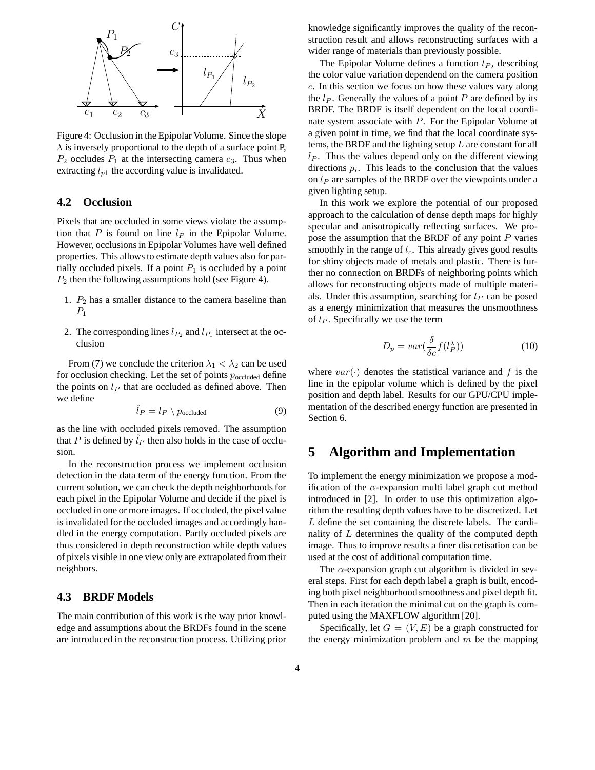Figure 4: Occlusion in the Epipolar Volume. Since the slope $\lambda$ is inversely proportional to the depth of a surface point P, $P_2$ occludes $P_1$ at the intersecting camera $c_3$. Thus when extracting $l_{p1}$ the according value is invalidated.

### 4.2 Occlusion

Pixels that are occluded in some views violate the assumption that $P$ is found on line $l_P$ in the Epipolar Volume. However, occlusions in Epipolar Volumes have well defined properties. This allows to estimate depth values also for partially occluded pixels. If a point $P_1$ is occluded by a point $P_2$ then the following assumptions hold (see Figure 4).

1. $P_2$ has a smaller distance to the camera baseline than $P_1$
2. The corresponding lines $l_{P_2}$ and $l_{P_1}$ intersect at the occlusion

From (7) we conclude the criterion $\lambda_1 < \lambda_2$ can be used for occlusion checking. Let the set of points $p_{\text{occluded}}$ define the points on $l_P$ that are occluded as defined above. Then we define

$$\hat{l}_P = l_P \setminus p_{\text{occluded}} \tag{9}$$

as the line with occluded pixels removed. The assumption that $P$ is defined by $\hat{l}_P$ then also holds in the case of occlusion.

In the reconstruction process we implement occlusion detection in the data term of the energy function. From the current solution, we can check the depth neighborhoods for each pixel in the Epipolar Volume and decide if the pixel is occluded in one or more images. If occluded, the pixel value is invalidated for the occluded images and accordingly handled in the energy computation. Partly occluded pixels are thus considered in depth reconstruction while depth values of pixels visible in one view only are extrapolated from their neighbors.

### 4.3 BRDF Models

The main contribution of this work is the way prior knowledge and assumptions about the BRDFs found in the scene are introduced in the reconstruction process. Utilizing prior knowledge significantly improves the quality of the reconstruction result and allows reconstructing surfaces with a wider range of materials than previously possible.

The Epipolar Volume defines a function $l_P$, describing the color value variation dependend on the camera position $c$. In this section we focus on how these values vary along the $l_P$. Generally the values of a point $P$ are defined by its BRDF. The BRDF is itself dependent on the local coordinate system associate with $P$. For the Epipolar Volume at a given point in time, we find that the local coordinate systems, the BRDF and the lighting setup $L$ are constant for all $l_P$. Thus the values depend only on the different viewing directions $p_i$. This leads to the conclusion that the values on $l_P$ are samples of the BRDF over the viewpoints under a given lighting setup.

In this work we explore the potential of our proposed approach to the calculation of dense depth maps for highly specular and anisotropically reflecting surfaces. We propose the assumption that the BRDF of any point $P$ varies smoothly in the range of $l_c$. This already gives good results for shiny objects made of metals and plastic. There is further no connection on BRDFs of neighboring points which allows for reconstructing objects made of multiple materials. Under this assumption, searching for $l_P$ can be posed as a energy minimization that measures the unsmoothness of $l_P$. Specifically we use the term

$$D_p = var(\frac{\delta}{\delta c} f(l_P^\lambda)) \tag{10}$$

where $var(\cdot)$ denotes the statistical variance and $f$ is the line in the epipolar volume which is defined by the pixel position and depth label. Results for our GPU/CPU implementation of the described energy function are presented in Section 6.

## 5 Algorithm and Implementation

To implement the energy minimization we propose a modification of the $\alpha$-expansion multi label graph cut method introduced in [2]. In order to use this optimization algorithm the resulting depth values have to be discretized. Let $L$ define the set containing the discrete labels. The cardinality of $L$ determines the quality of the computed depth image. Thus to improve results a finer discretisation can be used at the cost of additional computation time.

The $\alpha$-expansion graph cut algorithm is divided in several steps. First for each depth label a graph is built, encoding both pixel neighborhood smoothness and pixel depth fit. Then in each iteration the minimal cut on the graph is computed using the MAXFLOW algorithm [20].

Specifically, let $G = (V, E)$ be a graph constructed for the energy minimization problem and $m$ be the mapping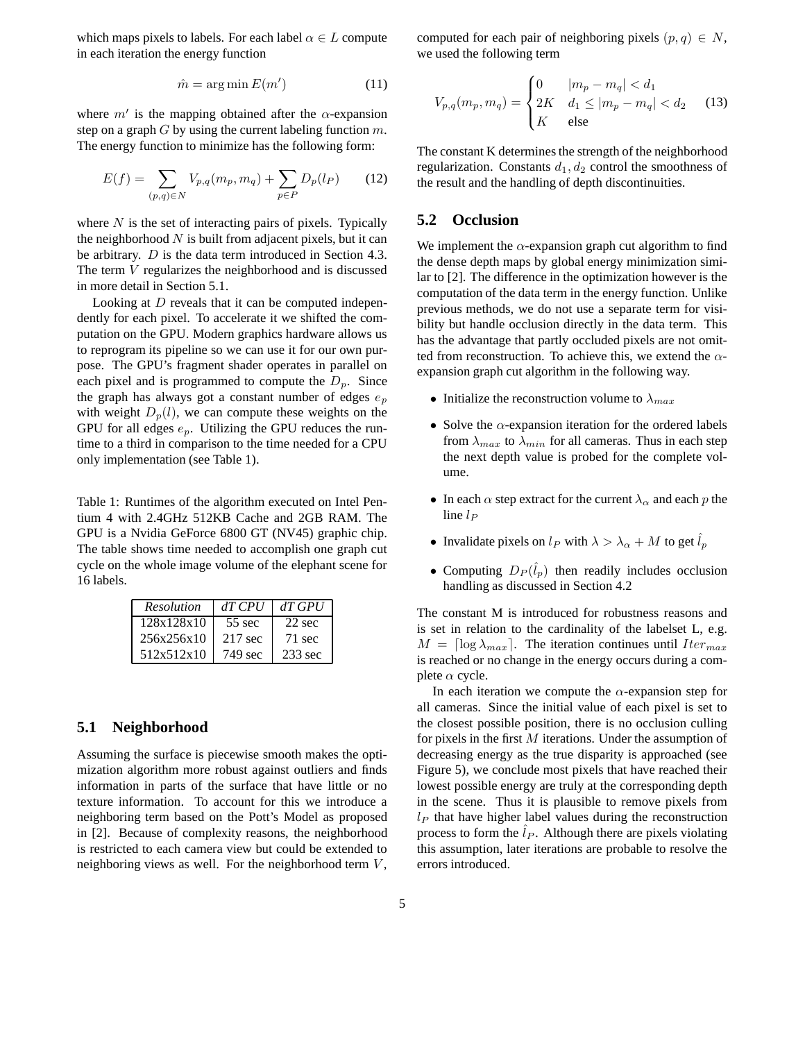which maps pixels to labels. For each label $\alpha \in L$ compute in each iteration the energy function

$$\hat{m} = \arg\min E(m') \tag{11}$$

where $m'$ is the mapping obtained after the $\alpha$-expansion step on a graph $G$ by using the current labeling function $m$. The energy function to minimize has the following form:

$$E(f) = \sum_{(p,q)\in N} V_{p,q}(m_p, m_q) + \sum_{p\in P} D_p(l_P) \tag{12}$$

where $N$ is the set of interacting pairs of pixels. Typically the neighborhood $N$ is built from adjacent pixels, but it can be arbitrary. $D$ is the data term introduced in Section 4.3. The term $V$ regularizes the neighborhood and is discussed in more detail in Section 5.1.

Looking at $D$ reveals that it can be computed independently for each pixel. To accelerate it we shifted the computation on the GPU. Modern graphics hardware allows us to reprogram its pipeline so we can use it for our own purpose. The GPU's fragment shader operates in parallel on each pixel and is programmed to compute the $D_p$. Since the graph has always got a constant number of edges $e_p$ with weight $D_p(l)$, we can compute these weights on the GPU for all edges $e_p$. Utilizing the GPU reduces the runtime to a third in comparison to the time needed for a CPU only implementation (see Table 1).

Table 1: Runtimes of the algorithm executed on Intel Pentium 4 with 2.4GHz 512KB Cache and 2GB RAM. The GPU is a Nvidia GeForce 6800 GT (NV45) graphic chip. The table shows time needed to accomplish one graph cut cycle on the whole image volume of the elephant scene for 16 labels.

| *Resolution* | *dT CPU* | *dT GPU* |
|---|---|---|
| 128x128x10 | 55 sec | 22 sec |
| 256x256x10 | 217 sec | 71 sec |
| 512x512x10 | 749 sec | 233 sec |

## 5.1 Neighborhood

Assuming the surface is piecewise smooth makes the optimization algorithm more robust against outliers and finds information in parts of the surface that have little or no texture information. To account for this we introduce a neighboring term based on the Pott's Model as proposed in [2]. Because of complexity reasons, the neighborhood is restricted to each camera view but could be extended to neighboring views as well. For the neighborhood term $V$, computed for each pair of neighboring pixels $(p, q) \in N$, we used the following term

$$V_{p,q}(m_p, m_q) = \begin{cases} 0 & |m_p - m_q| < d_1 \\ 2K & d_1 \leq |m_p - m_q| < d_2 \\ K & \text{else} \end{cases} \tag{13}$$

The constant K determines the strength of the neighborhood regularization. Constants $d_1, d_2$ control the smoothness of the result and the handling of depth discontinuities.

## 5.2 Occlusion

We implement the $\alpha$-expansion graph cut algorithm to find the dense depth maps by global energy minimization similar to [2]. The difference in the optimization however is the computation of the data term in the energy function. Unlike previous methods, we do not use a separate term for visibility but handle occlusion directly in the data term. This has the advantage that partly occluded pixels are not omitted from reconstruction. To achieve this, we extend the $\alpha$-expansion graph cut algorithm in the following way.

- Initialize the reconstruction volume to $\lambda_{max}$
- Solve the $\alpha$-expansion iteration for the ordered labels from $\lambda_{max}$ to $\lambda_{min}$ for all cameras. Thus in each step the next depth value is probed for the complete volume.
- In each $\alpha$ step extract for the current $\lambda_\alpha$ and each $p$ the line $l_P$
- Invalidate pixels on $l_P$ with $\lambda > \lambda_\alpha + M$ to get $\hat{l}_p$
- Computing $D_P(\hat{l}_p)$ then readily includes occlusion handling as discussed in Section 4.2

The constant M is introduced for robustness reasons and is set in relation to the cardinality of the labelset L, e.g. $M = \lceil \log \lambda_{max} \rceil$. The iteration continues until $Iter_{max}$ is reached or no change in the energy occurs during a complete $\alpha$ cycle.

In each iteration we compute the $\alpha$-expansion step for all cameras. Since the initial value of each pixel is set to the closest possible position, there is no occlusion culling for pixels in the first $M$ iterations. Under the assumption of decreasing energy as the true disparity is approached (see Figure 5), we conclude most pixels that have reached their lowest possible energy are truly at the corresponding depth in the scene. Thus it is plausible to remove pixels from $l_P$ that have higher label values during the reconstruction process to form the $\hat{l}_P$. Although there are pixels violating this assumption, later iterations are probable to resolve the errors introduced.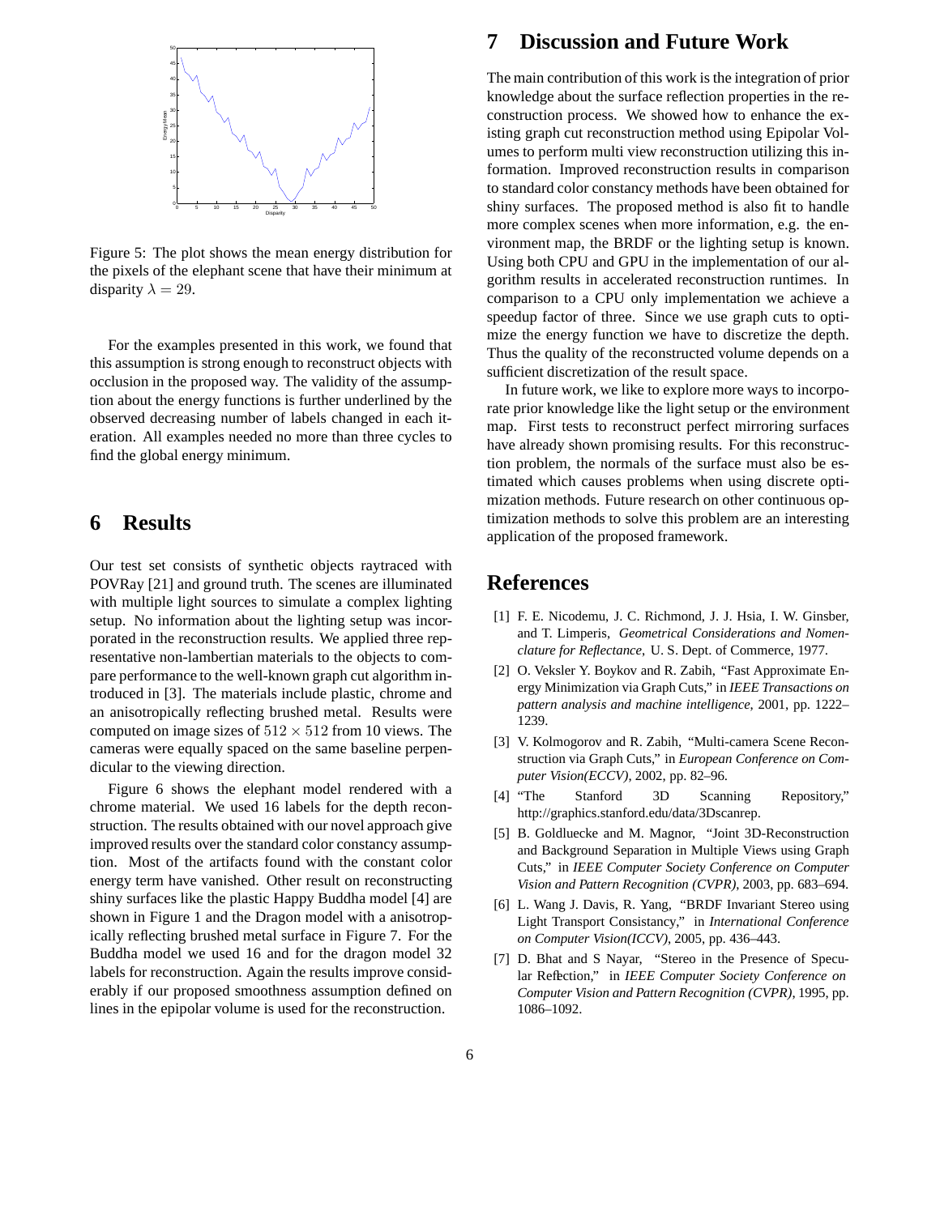Figure 5: The plot shows the mean energy distribution for the pixels of the elephant scene that have their minimum at disparity $\lambda = 29$.

For the examples presented in this work, we found that this assumption is strong enough to reconstruct objects with occlusion in the proposed way. The validity of the assumption about the energy functions is further underlined by the observed decreasing number of labels changed in each iteration. All examples needed no more than three cycles to find the global energy minimum.

# 6 Results

Our test set consists of synthetic objects raytraced with POVRay [21] and ground truth. The scenes are illuminated with multiple light sources to simulate a complex lighting setup. No information about the lighting setup was incorporated in the reconstruction results. We applied three representative non-lambertian materials to the objects to compare performance to the well-known graph cut algorithm introduced in [3]. The materials include plastic, chrome and an anisotropically reflecting brushed metal. Results were computed on image sizes of $512 \times 512$ from 10 views. The cameras were equally spaced on the same baseline perpendicular to the viewing direction.

Figure 6 shows the elephant model rendered with a chrome material. We used 16 labels for the depth reconstruction. The results obtained with our novel approach give improved results over the standard color constancy assumption. Most of the artifacts found with the constant color energy term have vanished. Other result on reconstructing shiny surfaces like the plastic Happy Buddha model [4] are shown in Figure 1 and the Dragon model with a anisotropically reflecting brushed metal surface in Figure 7. For the Buddha model we used 16 and for the dragon model 32 labels for reconstruction. Again the results improve considerably if our proposed smoothness assumption defined on lines in the epipolar volume is used for the reconstruction.

# 7 Discussion and Future Work

The main contribution of this work is the integration of prior knowledge about the surface reflection properties in the reconstruction process. We showed how to enhance the existing graph cut reconstruction method using Epipolar Volumes to perform multi view reconstruction utilizing this information. Improved reconstruction results in comparison to standard color constancy methods have been obtained for shiny surfaces. The proposed method is also fit to handle more complex scenes when more information, e.g. the environment map, the BRDF or the lighting setup is known. Using both CPU and GPU in the implementation of our algorithm results in accelerated reconstruction runtimes. In comparison to a CPU only implementation we achieve a speedup factor of three. Since we use graph cuts to optimize the energy function we have to discretize the depth. Thus the quality of the reconstructed volume depends on a sufficient discretization of the result space.

In future work, we like to explore more ways to incorporate prior knowledge like the light setup or the environment map. First tests to reconstruct perfect mirroring surfaces have already shown promising results. For this reconstruction problem, the normals of the surface must also be estimated which causes problems when using discrete optimization methods. Future research on other continuous optimization methods to solve this problem are an interesting application of the proposed framework.

# References

[1] F. E. Nicodemu, J. C. Richmond, J. J. Hsia, I. W. Ginsber, and T. Limperis, *Geometrical Considerations and Nomenclature for Reflectance*, U. S. Dept. of Commerce, 1977.

[2] O. Veksler Y. Boykov and R. Zabih, "Fast Approximate Energy Minimization via Graph Cuts," in *IEEE Transactions on pattern analysis and machine intelligence*, 2001, pp. 1222–1239.

[3] V. Kolmogorov and R. Zabih, "Multi-camera Scene Reconstruction via Graph Cuts," in *European Conference on Computer Vision(ECCV)*, 2002, pp. 82–96.

[4] "The Stanford 3D Scanning Repository," http://graphics.stanford.edu/data/3Dscanrep.

[5] B. Goldluecke and M. Magnor, "Joint 3D-Reconstruction and Background Separation in Multiple Views using Graph Cuts," in *IEEE Computer Society Conference on Computer Vision and Pattern Recognition (CVPR)*, 2003, pp. 683–694.

[6] L. Wang J. Davis, R. Yang, "BRDF Invariant Stereo using Light Transport Consistancy," in *International Conference on Computer Vision(ICCV)*, 2005, pp. 436–443.

[7] D. Bhat and S Nayar, "Stereo in the Presence of Specular Reflection," in *IEEE Computer Society Conference on Computer Vision and Pattern Recognition (CVPR)*, 1995, pp. 1086–1092.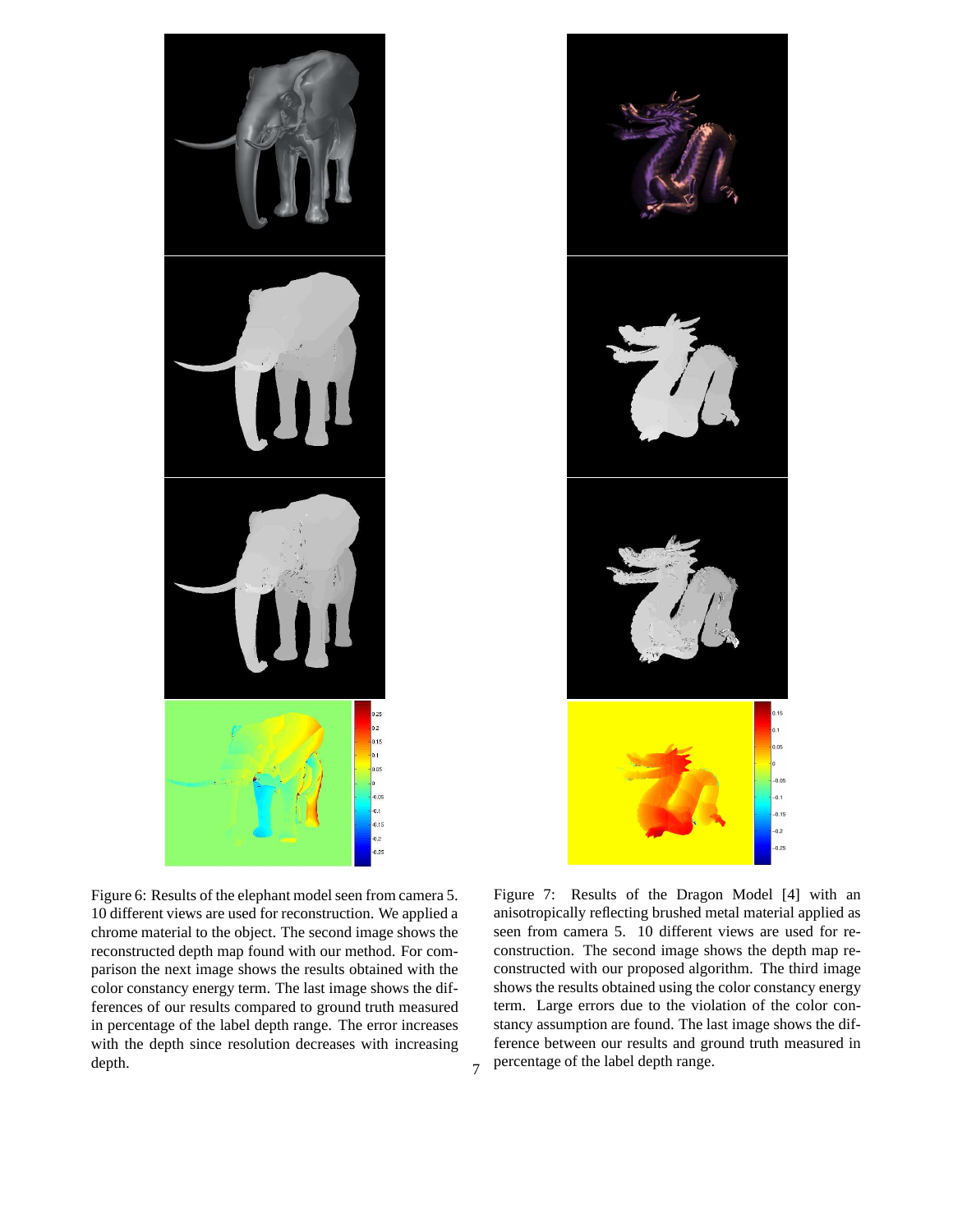Figure 6: Results of the elephant model seen from camera 5. 10 different views are used for reconstruction. We applied a chrome material to the object. The second image shows the reconstructed depth map found with our method. For comparison the next image shows the results obtained with the color constancy energy term. The last image shows the differences of our results compared to ground truth measured in percentage of the label depth range. The error increases with the depth since resolution decreases with increasing depth.

Figure 7: Results of the Dragon Model [4] with an anisotropically reflecting brushed metal material applied as seen from camera 5. 10 different views are used for reconstruction. The second image shows the depth map reconstructed with our proposed algorithm. The third image shows the results obtained using the color constancy energy term. Large errors due to the violation of the color constancy assumption are found. The last image shows the difference between our results and ground truth measured in percentage of the label depth range.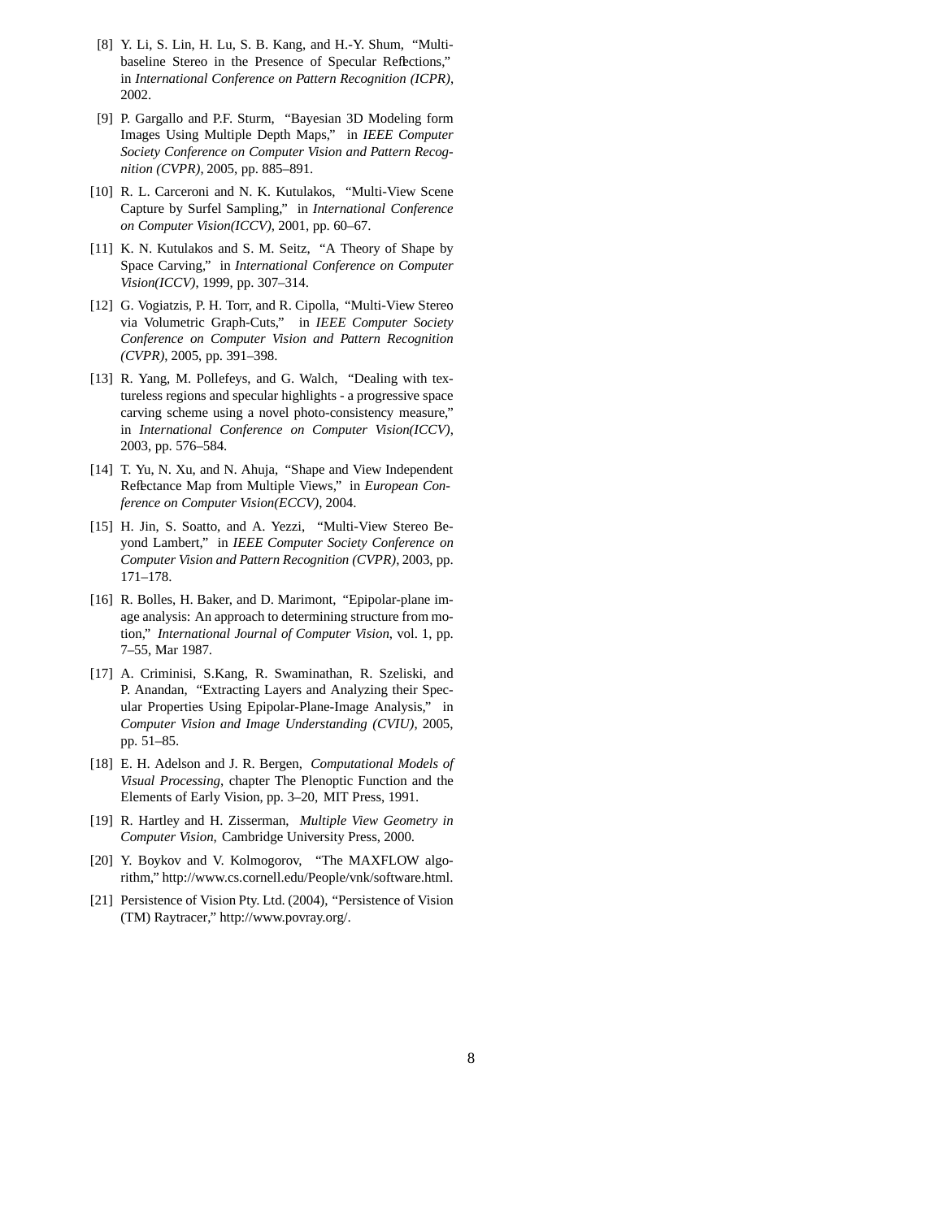[8] Y. Li, S. Lin, H. Lu, S. B. Kang, and H.-Y. Shum, "Multi-baseline Stereo in the Presence of Specular Reflections," in *International Conference on Pattern Recognition (ICPR)*, 2002.

[9] P. Gargallo and P.F. Sturm, "Bayesian 3D Modeling form Images Using Multiple Depth Maps," in *IEEE Computer Society Conference on Computer Vision and Pattern Recognition (CVPR)*, 2005, pp. 885–891.

[10] R. L. Carceroni and N. K. Kutulakos, "Multi-View Scene Capture by Surfel Sampling," in *International Conference on Computer Vision(ICCV)*, 2001, pp. 60–67.

[11] K. N. Kutulakos and S. M. Seitz, "A Theory of Shape by Space Carving," in *International Conference on Computer Vision(ICCV)*, 1999, pp. 307–314.

[12] G. Vogiatzis, P. H. Torr, and R. Cipolla, "Multi-View Stereo via Volumetric Graph-Cuts," in *IEEE Computer Society Conference on Computer Vision and Pattern Recognition (CVPR)*, 2005, pp. 391–398.

[13] R. Yang, M. Pollefeys, and G. Walch, "Dealing with textureless regions and specular highlights - a progressive space carving scheme using a novel photo-consistency measure," in *International Conference on Computer Vision(ICCV)*, 2003, pp. 576–584.

[14] T. Yu, N. Xu, and N. Ahuja, "Shape and View Independent Reflectance Map from Multiple Views," in *European Conference on Computer Vision(ECCV)*, 2004.

[15] H. Jin, S. Soatto, and A. Yezzi, "Multi-View Stereo Beyond Lambert," in *IEEE Computer Society Conference on Computer Vision and Pattern Recognition (CVPR)*, 2003, pp. 171–178.

[16] R. Bolles, H. Baker, and D. Marimont, "Epipolar-plane image analysis: An approach to determining structure from motion," *International Journal of Computer Vision*, vol. 1, pp. 7–55, Mar 1987.

[17] A. Criminisi, S.Kang, R. Swaminathan, R. Szeliski, and P. Anandan, "Extracting Layers and Analyzing their Specular Properties Using Epipolar-Plane-Image Analysis," in *Computer Vision and Image Understanding (CVIU)*, 2005, pp. 51–85.

[18] E. H. Adelson and J. R. Bergen, *Computational Models of Visual Processing*, chapter The Plenoptic Function and the Elements of Early Vision, pp. 3–20, MIT Press, 1991.

[19] R. Hartley and H. Zisserman, *Multiple View Geometry in Computer Vision*, Cambridge University Press, 2000.

[20] Y. Boykov and V. Kolmogorov, "The MAXFLOW algorithm," http://www.cs.cornell.edu/People/vnk/software.html.

[21] Persistence of Vision Pty. Ltd. (2004), "Persistence of Vision (TM) Raytracer," http://www.povray.org/.